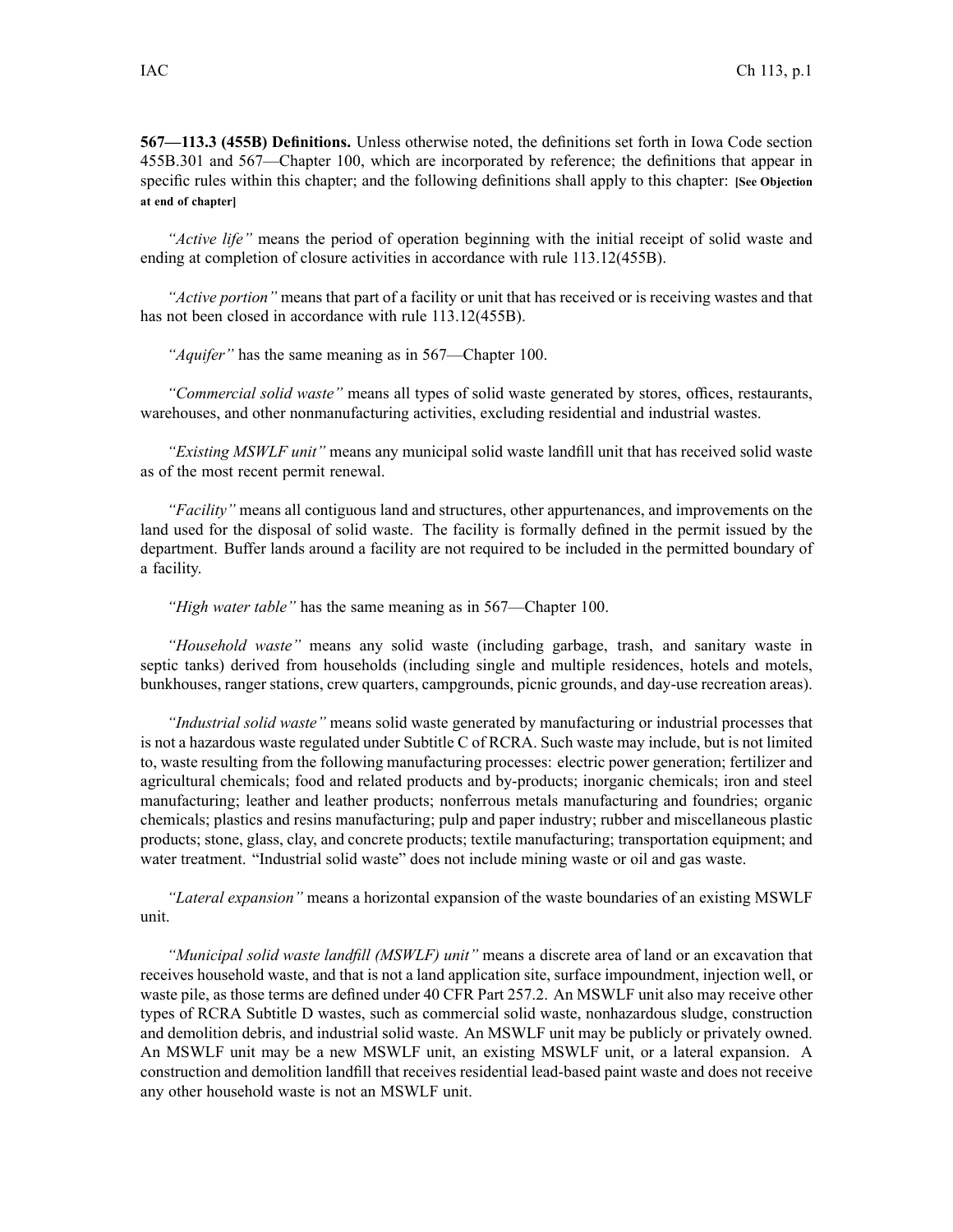**567—113.3 (455B) Definitions.** Unless otherwise noted, the definitions set forth in Iowa Code section 455B.301 and 567—Chapter 100, which are incorporated by reference; the definitions that appear in specific rules within this chapter; and the following definitions shall apply to this chapter: **[See Objection at end of chapter]**

*"Active life"* means the period of operation beginning with the initial receipt of solid waste and ending at completion of closure activities in accordance with rule 113.12(455B).

*"Active portion"* means that part of a facility or unit that has received or is receiving wastes and that has not been closed in accordance with rule 113.12(455B).

*"Aquifer"* has the same meaning as in 567—Chapter 100.

*"Commercial solid waste"* means all types of solid waste generated by stores, offices, restaurants, warehouses, and other nonmanufacturing activities, excluding residential and industrial wastes.

*"Existing MSWLF unit"* means any municipal solid waste landfill unit that has received solid waste as of the most recent permit renewal.

*"Facility"* means all contiguous land and structures, other appurtenances, and improvements on the land used for the disposal of solid waste. The facility is formally defined in the permit issued by the department. Buffer lands around a facility are not required to be included in the permitted boundary of a facility.

*"High water table"* has the same meaning as in 567—Chapter 100.

*"Household waste"* means any solid waste (including garbage, trash, and sanitary waste in septic tanks) derived from households (including single and multiple residences, hotels and motels, bunkhouses, ranger stations, crew quarters, campgrounds, picnic grounds, and day-use recreation areas).

*"Industrial solid waste"* means solid waste generated by manufacturing or industrial processes that is not a hazardous waste regulated under Subtitle C of RCRA. Such waste may include, but is not limited to, waste resulting from the following manufacturing processes: electric power generation; fertilizer and agricultural chemicals; food and related products and by-products; inorganic chemicals; iron and steel manufacturing; leather and leather products; nonferrous metals manufacturing and foundries; organic chemicals; plastics and resins manufacturing; pulp and paper industry; rubber and miscellaneous plastic products; stone, glass, clay, and concrete products; textile manufacturing; transportation equipment; and water treatment. "Industrial solid waste" does not include mining waste or oil and gas waste.

*"Lateral expansion"* means a horizontal expansion of the waste boundaries of an existing MSWLF unit.

*"Municipal solid waste landfill (MSWLF) unit"* means a discrete area of land or an excavation that receives household waste, and that is not a land application site, surface impoundment, injection well, or waste pile, as those terms are defined under 40 CFR Part 257.2. An MSWLF unit also may receive other types of RCRA Subtitle D wastes, such as commercial solid waste, nonhazardous sludge, construction and demolition debris, and industrial solid waste. An MSWLF unit may be publicly or privately owned. An MSWLF unit may be a new MSWLF unit, an existing MSWLF unit, or a lateral expansion. A construction and demolition landfill that receives residential lead-based paint waste and does not receive any other household waste is not an MSWLF unit.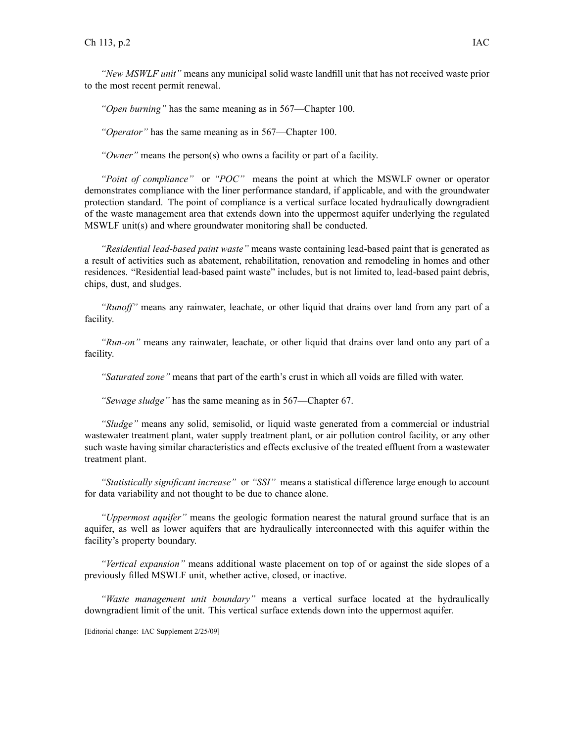*"New MSWLF unit"* means any municipal solid waste landfill unit that has not received waste prior to the most recent permit renewal.

*"Open burning"* has the same meaning as in 567—Chapter 100.

*"Operator"* has the same meaning as in 567—Chapter 100.

*"Owner"* means the person(s) who owns a facility or part of a facility.

*"Point of compliance"* or *"POC"* means the point at which the MSWLF owner or operator demonstrates compliance with the liner performance standard, if applicable, and with the groundwater protection standard. The point of compliance is a vertical surface located hydraulically downgradient of the waste management area that extends down into the uppermost aquifer underlying the regulated MSWLF unit(s) and where groundwater monitoring shall be conducted.

*"Residential lead-based paint waste"* means waste containing lead-based paint that is generated as a result of activities such as abatement, rehabilitation, renovation and remodeling in homes and other residences. "Residential lead-based paint waste" includes, but is not limited to, lead-based paint debris, chips, dust, and sludges.

*"Runoff"* means any rainwater, leachate, or other liquid that drains over land from any part of a facility.

*"Run-on"* means any rainwater, leachate, or other liquid that drains over land onto any part of a facility.

*"Saturated zone"* means that part of the earth's crust in which all voids are filled with water.

*"Sewage sludge"* has the same meaning as in 567—Chapter 67.

*"Sludge"* means any solid, semisolid, or liquid waste generated from a commercial or industrial wastewater treatment plant, water supply treatment plant, or air pollution control facility, or any other such waste having similar characteristics and effects exclusive of the treated effluent from a wastewater treatment plant.

*"Statistically significant increase"* or *"SSI"* means a statistical difference large enough to account for data variability and not thought to be due to chance alone.

*"Uppermost aquifer"* means the geologic formation nearest the natural ground surface that is an aquifer, as well as lower aquifers that are hydraulically interconnected with this aquifer within the facility's property boundary.

*"Vertical expansion"* means additional waste placement on top of or against the side slopes of a previously filled MSWLF unit, whether active, closed, or inactive.

*"Waste management unit boundary"* means a vertical surface located at the hydraulically downgradient limit of the unit. This vertical surface extends down into the uppermost aquifer.

[Editorial change: IAC Supplement 2/25/09]